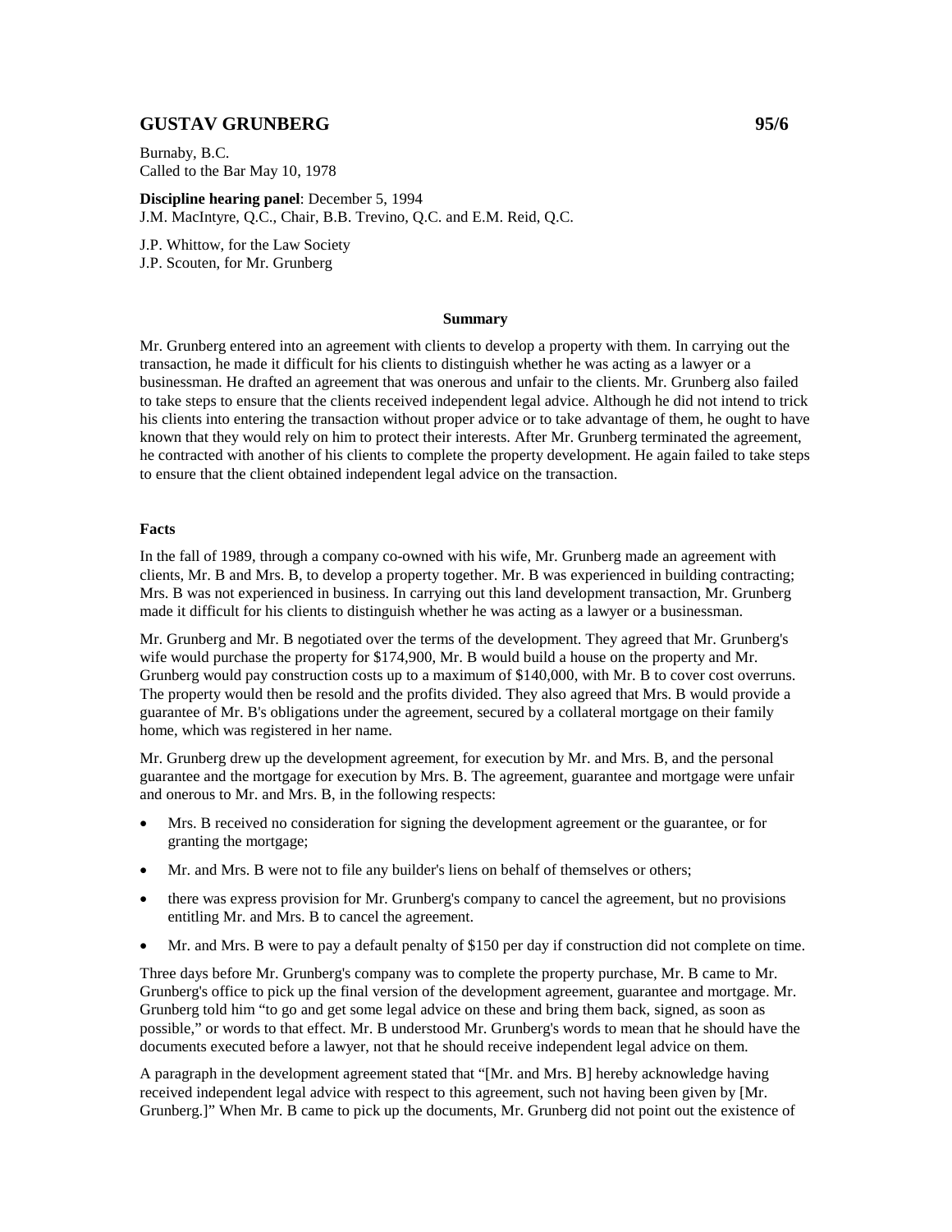## GUSTAV GRUNBERG 95/6

Burnaby, B.C.
Called to the Bar May 10, 1978

**Discipline hearing panel**: December 5, 1994
J.M. MacIntyre, Q.C., Chair, B.B. Trevino, Q.C. and E.M. Reid, Q.C.

J.P. Whittow, for the Law Society
J.P. Scouten, for Mr. Grunberg

### Summary

Mr. Grunberg entered into an agreement with clients to develop a property with them. In carrying out the transaction, he made it difficult for his clients to distinguish whether he was acting as a lawyer or a businessman. He drafted an agreement that was onerous and unfair to the clients. Mr. Grunberg also failed to take steps to ensure that the clients received independent legal advice. Although he did not intend to trick his clients into entering the transaction without proper advice or to take advantage of them, he ought to have known that they would rely on him to protect their interests. After Mr. Grunberg terminated the agreement, he contracted with another of his clients to complete the property development. He again failed to take steps to ensure that the client obtained independent legal advice on the transaction.

### Facts

In the fall of 1989, through a company co-owned with his wife, Mr. Grunberg made an agreement with clients, Mr. B and Mrs. B, to develop a property together. Mr. B was experienced in building contracting; Mrs. B was not experienced in business. In carrying out this land development transaction, Mr. Grunberg made it difficult for his clients to distinguish whether he was acting as a lawyer or a businessman.

Mr. Grunberg and Mr. B negotiated over the terms of the development. They agreed that Mr. Grunberg's wife would purchase the property for $174,900, Mr. B would build a house on the property and Mr. Grunberg would pay construction costs up to a maximum of $140,000, with Mr. B to cover cost overruns. The property would then be resold and the profits divided. They also agreed that Mrs. B would provide a guarantee of Mr. B's obligations under the agreement, secured by a collateral mortgage on their family home, which was registered in her name.

Mr. Grunberg drew up the development agreement, for execution by Mr. and Mrs. B, and the personal guarantee and the mortgage for execution by Mrs. B. The agreement, guarantee and mortgage were unfair and onerous to Mr. and Mrs. B, in the following respects:

- Mrs. B received no consideration for signing the development agreement or the guarantee, or for granting the mortgage;
- Mr. and Mrs. B were not to file any builder's liens on behalf of themselves or others;
- there was express provision for Mr. Grunberg's company to cancel the agreement, but no provisions entitling Mr. and Mrs. B to cancel the agreement.
- Mr. and Mrs. B were to pay a default penalty of $150 per day if construction did not complete on time.

Three days before Mr. Grunberg's company was to complete the property purchase, Mr. B came to Mr. Grunberg's office to pick up the final version of the development agreement, guarantee and mortgage. Mr. Grunberg told him "to go and get some legal advice on these and bring them back, signed, as soon as possible," or words to that effect. Mr. B understood Mr. Grunberg's words to mean that he should have the documents executed before a lawyer, not that he should receive independent legal advice on them.

A paragraph in the development agreement stated that "[Mr. and Mrs. B] hereby acknowledge having received independent legal advice with respect to this agreement, such not having been given by [Mr. Grunberg.]" When Mr. B came to pick up the documents, Mr. Grunberg did not point out the existence of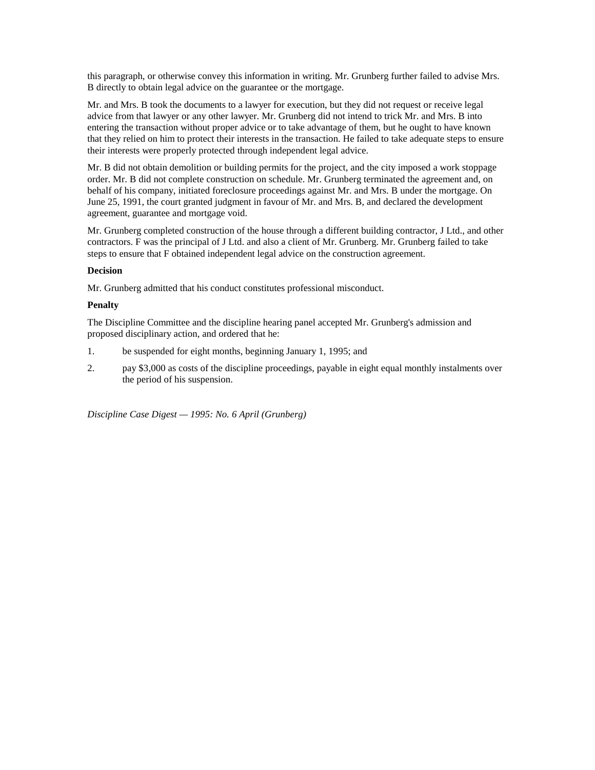this paragraph, or otherwise convey this information in writing. Mr. Grunberg further failed to advise Mrs. B directly to obtain legal advice on the guarantee or the mortgage.

Mr. and Mrs. B took the documents to a lawyer for execution, but they did not request or receive legal advice from that lawyer or any other lawyer. Mr. Grunberg did not intend to trick Mr. and Mrs. B into entering the transaction without proper advice or to take advantage of them, but he ought to have known that they relied on him to protect their interests in the transaction. He failed to take adequate steps to ensure their interests were properly protected through independent legal advice.

Mr. B did not obtain demolition or building permits for the project, and the city imposed a work stoppage order. Mr. B did not complete construction on schedule. Mr. Grunberg terminated the agreement and, on behalf of his company, initiated foreclosure proceedings against Mr. and Mrs. B under the mortgage. On June 25, 1991, the court granted judgment in favour of Mr. and Mrs. B, and declared the development agreement, guarantee and mortgage void.

Mr. Grunberg completed construction of the house through a different building contractor, J Ltd., and other contractors. F was the principal of J Ltd. and also a client of Mr. Grunberg. Mr. Grunberg failed to take steps to ensure that F obtained independent legal advice on the construction agreement.

**Decision**

Mr. Grunberg admitted that his conduct constitutes professional misconduct.

**Penalty**

The Discipline Committee and the discipline hearing panel accepted Mr. Grunberg's admission and proposed disciplinary action, and ordered that he:

1. be suspended for eight months, beginning January 1, 1995; and
2. pay $3,000 as costs of the discipline proceedings, payable in eight equal monthly instalments over the period of his suspension.

*Discipline Case Digest — 1995: No. 6 April (Grunberg)*